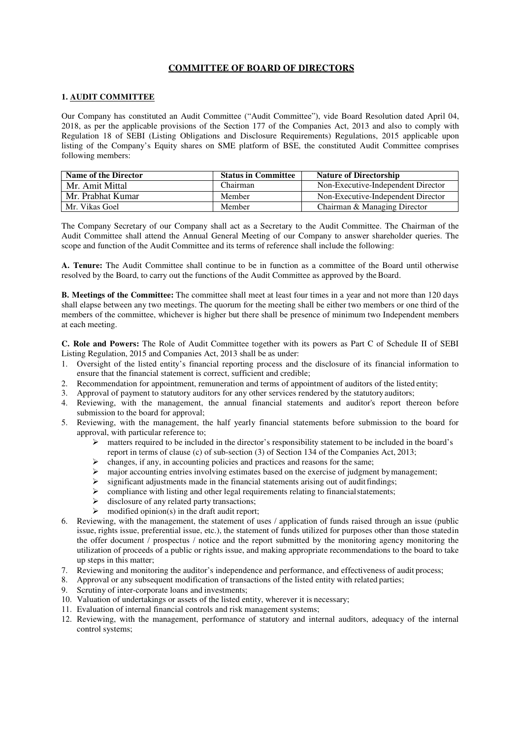# COMMITTEE OF BOARD OF DIRECTORS

## 1. AUDIT COMMITTEE

Our Company has constituted an Audit Committee ("Audit Committee"), vide Board Resolution dated April 04, 2018, as per the applicable provisions of the Section 177 of the Companies Act, 2013 and also to comply with Regulation 18 of SEBI (Listing Obligations and Disclosure Requirements) Regulations, 2015 applicable upon listing of the Company's Equity shares on SME platform of BSE, the constituted Audit Committee comprises following members:

| Name of the Director | Status in Committee | Nature of Directorship |
|---|---|---|
| Mr. Amit Mittal | Chairman | Non-Executive-Independent Director |
| Mr. Prabhat Kumar | Member | Non-Executive-Independent Director |
| Mr. Vikas Goel | Member | Chairman & Managing Director |

The Company Secretary of our Company shall act as a Secretary to the Audit Committee. The Chairman of the Audit Committee shall attend the Annual General Meeting of our Company to answer shareholder queries. The scope and function of the Audit Committee and its terms of reference shall include the following:

**A. Tenure:** The Audit Committee shall continue to be in function as a committee of the Board until otherwise resolved by the Board, to carry out the functions of the Audit Committee as approved by the Board.

**B. Meetings of the Committee:** The committee shall meet at least four times in a year and not more than 120 days shall elapse between any two meetings. The quorum for the meeting shall be either two members or one third of the members of the committee, whichever is higher but there shall be presence of minimum two Independent members at each meeting.

**C. Role and Powers:** The Role of Audit Committee together with its powers as Part C of Schedule II of SEBI Listing Regulation, 2015 and Companies Act, 2013 shall be as under:

1. Oversight of the listed entity's financial reporting process and the disclosure of its financial information to ensure that the financial statement is correct, sufficient and credible;
2. Recommendation for appointment, remuneration and terms of appointment of auditors of the listed entity;
3. Approval of payment to statutory auditors for any other services rendered by the statutory auditors;
4. Reviewing, with the management, the annual financial statements and auditor's report thereon before submission to the board for approval;
5. Reviewing, with the management, the half yearly financial statements before submission to the board for approval, with particular reference to;
   - matters required to be included in the director's responsibility statement to be included in the board's report in terms of clause (c) of sub-section (3) of Section 134 of the Companies Act, 2013;
   - changes, if any, in accounting policies and practices and reasons for the same;
   - major accounting entries involving estimates based on the exercise of judgment by management;
   - significant adjustments made in the financial statements arising out of audit findings;
   - compliance with listing and other legal requirements relating to financial statements;
   - disclosure of any related party transactions;
   - modified opinion(s) in the draft audit report;
6. Reviewing, with the management, the statement of uses / application of funds raised through an issue (public issue, rights issue, preferential issue, etc.), the statement of funds utilized for purposes other than those stated in the offer document / prospectus / notice and the report submitted by the monitoring agency monitoring the utilization of proceeds of a public or rights issue, and making appropriate recommendations to the board to take up steps in this matter;
7. Reviewing and monitoring the auditor's independence and performance, and effectiveness of audit process;
8. Approval or any subsequent modification of transactions of the listed entity with related parties;
9. Scrutiny of inter-corporate loans and investments;
10. Valuation of undertakings or assets of the listed entity, wherever it is necessary;
11. Evaluation of internal financial controls and risk management systems;
12. Reviewing, with the management, performance of statutory and internal auditors, adequacy of the internal control systems;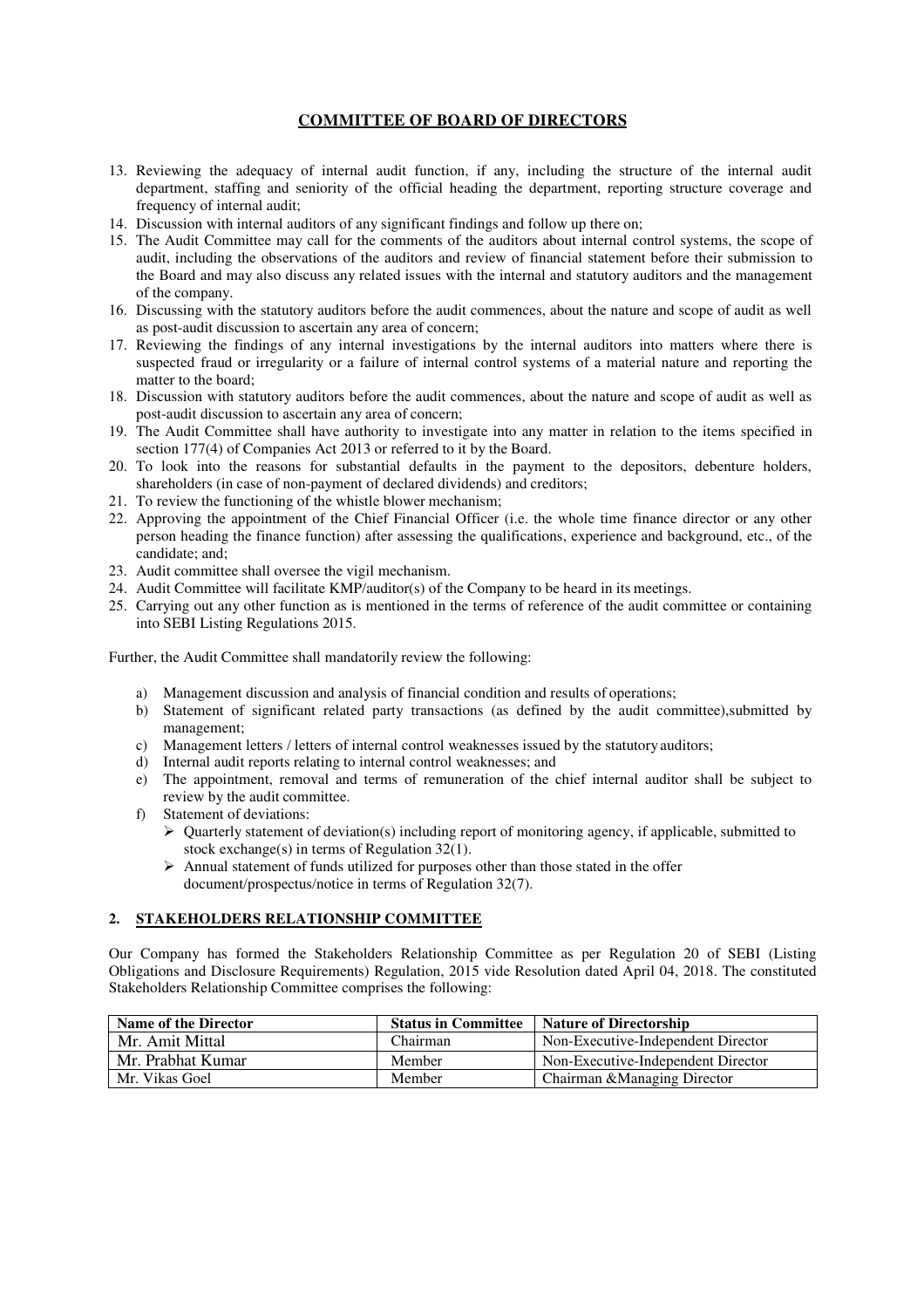## COMMITTEE OF BOARD OF DIRECTORS

13. Reviewing the adequacy of internal audit function, if any, including the structure of the internal audit department, staffing and seniority of the official heading the department, reporting structure coverage and frequency of internal audit;
14. Discussion with internal auditors of any significant findings and follow up there on;
15. The Audit Committee may call for the comments of the auditors about internal control systems, the scope of audit, including the observations of the auditors and review of financial statement before their submission to the Board and may also discuss any related issues with the internal and statutory auditors and the management of the company.
16. Discussing with the statutory auditors before the audit commences, about the nature and scope of audit as well as post-audit discussion to ascertain any area of concern;
17. Reviewing the findings of any internal investigations by the internal auditors into matters where there is suspected fraud or irregularity or a failure of internal control systems of a material nature and reporting the matter to the board;
18. Discussion with statutory auditors before the audit commences, about the nature and scope of audit as well as post-audit discussion to ascertain any area of concern;
19. The Audit Committee shall have authority to investigate into any matter in relation to the items specified in section 177(4) of Companies Act 2013 or referred to it by the Board.
20. To look into the reasons for substantial defaults in the payment to the depositors, debenture holders, shareholders (in case of non-payment of declared dividends) and creditors;
21. To review the functioning of the whistle blower mechanism;
22. Approving the appointment of the Chief Financial Officer (i.e. the whole time finance director or any other person heading the finance function) after assessing the qualifications, experience and background, etc., of the candidate; and;
23. Audit committee shall oversee the vigil mechanism.
24. Audit Committee will facilitate KMP/auditor(s) of the Company to be heard in its meetings.
25. Carrying out any other function as is mentioned in the terms of reference of the audit committee or containing into SEBI Listing Regulations 2015.

Further, the Audit Committee shall mandatorily review the following:

a) Management discussion and analysis of financial condition and results of operations;
b) Statement of significant related party transactions (as defined by the audit committee),submitted by management;
c) Management letters / letters of internal control weaknesses issued by the statutory auditors;
d) Internal audit reports relating to internal control weaknesses; and
e) The appointment, removal and terms of remuneration of the chief internal auditor shall be subject to review by the audit committee.
f) Statement of deviations:
   - Quarterly statement of deviation(s) including report of monitoring agency, if applicable, submitted to stock exchange(s) in terms of Regulation 32(1).
   - Annual statement of funds utilized for purposes other than those stated in the offer document/prospectus/notice in terms of Regulation 32(7).

### 2. STAKEHOLDERS RELATIONSHIP COMMITTEE

Our Company has formed the Stakeholders Relationship Committee as per Regulation 20 of SEBI (Listing Obligations and Disclosure Requirements) Regulation, 2015 vide Resolution dated April 04, 2018. The constituted Stakeholders Relationship Committee comprises the following:

| Name of the Director | Status in Committee | Nature of Directorship |
|---|---|---|
| Mr. Amit Mittal | Chairman | Non-Executive-Independent Director |
| Mr. Prabhat Kumar | Member | Non-Executive-Independent Director |
| Mr. Vikas Goel | Member | Chairman &Managing Director |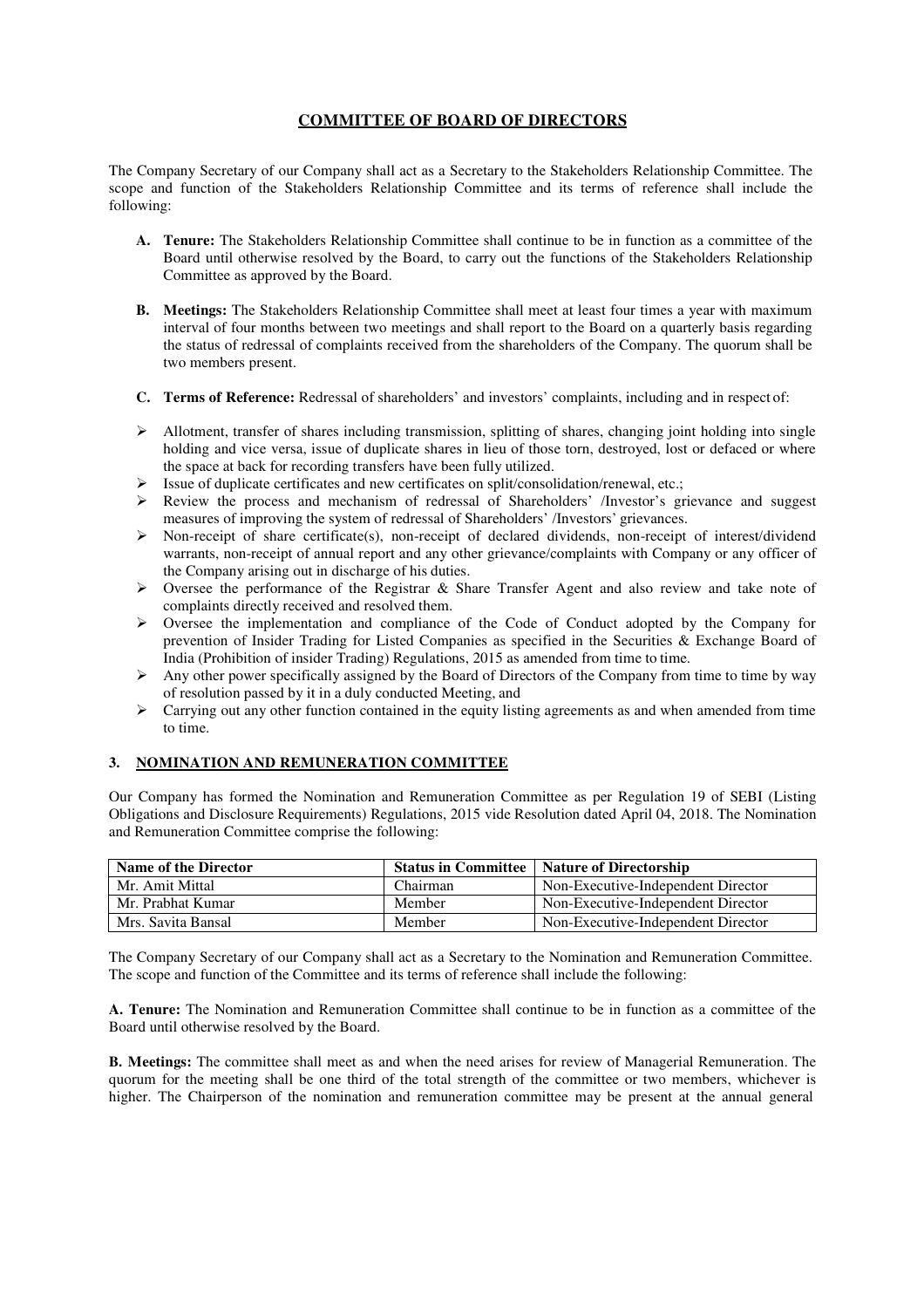## COMMITTEE OF BOARD OF DIRECTORS

The Company Secretary of our Company shall act as a Secretary to the Stakeholders Relationship Committee. The scope and function of the Stakeholders Relationship Committee and its terms of reference shall include the following:

- **A. Tenure:** The Stakeholders Relationship Committee shall continue to be in function as a committee of the Board until otherwise resolved by the Board, to carry out the functions of the Stakeholders Relationship Committee as approved by the Board.

- **B. Meetings:** The Stakeholders Relationship Committee shall meet at least four times a year with maximum interval of four months between two meetings and shall report to the Board on a quarterly basis regarding the status of redressal of complaints received from the shareholders of the Company. The quorum shall be two members present.

- **C. Terms of Reference:** Redressal of shareholders' and investors' complaints, including and in respect of:

- Allotment, transfer of shares including transmission, splitting of shares, changing joint holding into single holding and vice versa, issue of duplicate shares in lieu of those torn, destroyed, lost or defaced or where the space at back for recording transfers have been fully utilized.
- Issue of duplicate certificates and new certificates on split/consolidation/renewal, etc.;
- Review the process and mechanism of redressal of Shareholders' /Investor's grievance and suggest measures of improving the system of redressal of Shareholders' /Investors' grievances.
- Non-receipt of share certificate(s), non-receipt of declared dividends, non-receipt of interest/dividend warrants, non-receipt of annual report and any other grievance/complaints with Company or any officer of the Company arising out in discharge of his duties.
- Oversee the performance of the Registrar & Share Transfer Agent and also review and take note of complaints directly received and resolved them.
- Oversee the implementation and compliance of the Code of Conduct adopted by the Company for prevention of Insider Trading for Listed Companies as specified in the Securities & Exchange Board of India (Prohibition of insider Trading) Regulations, 2015 as amended from time to time.
- Any other power specifically assigned by the Board of Directors of the Company from time to time by way of resolution passed by it in a duly conducted Meeting, and
- Carrying out any other function contained in the equity listing agreements as and when amended from time to time.

### 3. NOMINATION AND REMUNERATION COMMITTEE

Our Company has formed the Nomination and Remuneration Committee as per Regulation 19 of SEBI (Listing Obligations and Disclosure Requirements) Regulations, 2015 vide Resolution dated April 04, 2018. The Nomination and Remuneration Committee comprise the following:

| Name of the Director | Status in Committee | Nature of Directorship |
|---|---|---|
| Mr. Amit Mittal | Chairman | Non-Executive-Independent Director |
| Mr. Prabhat Kumar | Member | Non-Executive-Independent Director |
| Mrs. Savita Bansal | Member | Non-Executive-Independent Director |

The Company Secretary of our Company shall act as a Secretary to the Nomination and Remuneration Committee. The scope and function of the Committee and its terms of reference shall include the following:

**A. Tenure:** The Nomination and Remuneration Committee shall continue to be in function as a committee of the Board until otherwise resolved by the Board.

**B. Meetings:** The committee shall meet as and when the need arises for review of Managerial Remuneration. The quorum for the meeting shall be one third of the total strength of the committee or two members, whichever is higher. The Chairperson of the nomination and remuneration committee may be present at the annual general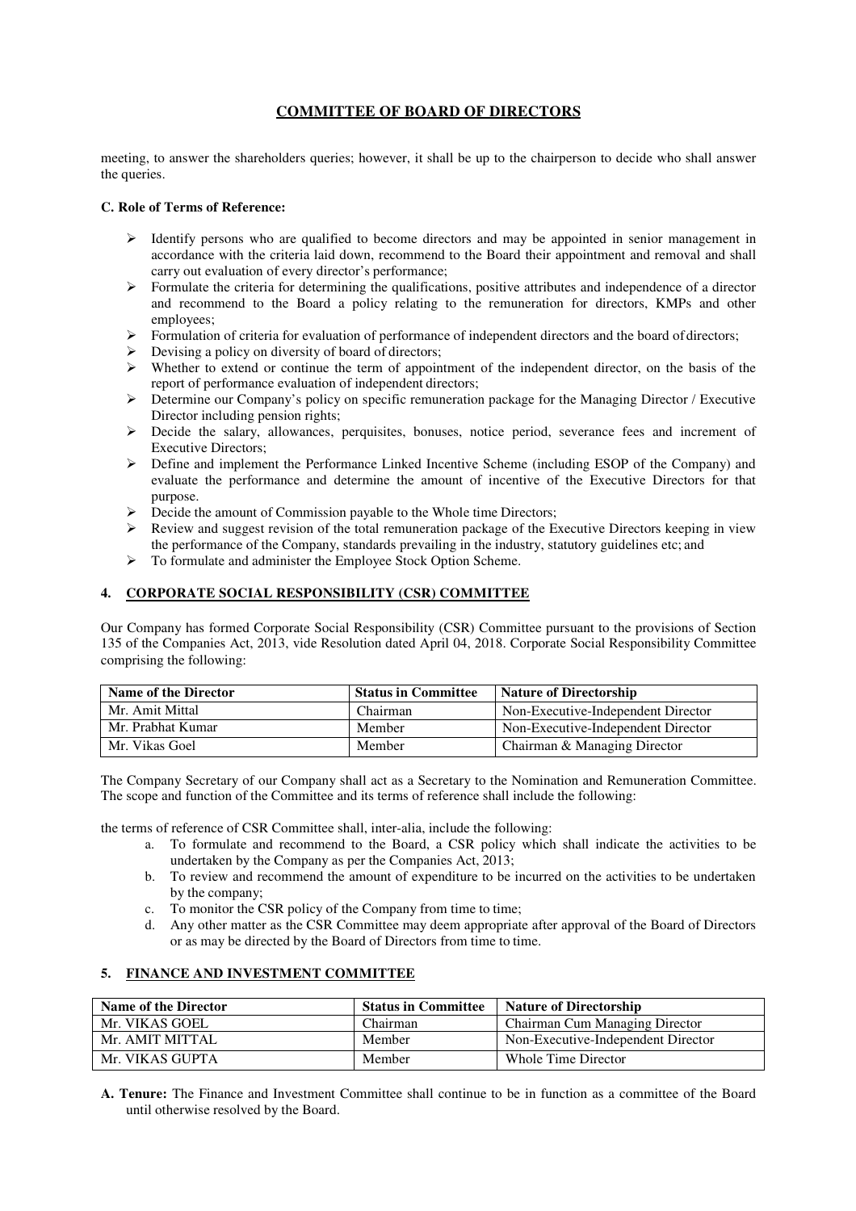## COMMITTEE OF BOARD OF DIRECTORS

meeting, to answer the shareholders queries; however, it shall be up to the chairperson to decide who shall answer the queries.

**C. Role of Terms of Reference:**

- Identify persons who are qualified to become directors and may be appointed in senior management in accordance with the criteria laid down, recommend to the Board their appointment and removal and shall carry out evaluation of every director's performance;
- Formulate the criteria for determining the qualifications, positive attributes and independence of a director and recommend to the Board a policy relating to the remuneration for directors, KMPs and other employees;
- Formulation of criteria for evaluation of performance of independent directors and the board of directors;
- Devising a policy on diversity of board of directors;
- Whether to extend or continue the term of appointment of the independent director, on the basis of the report of performance evaluation of independent directors;
- Determine our Company's policy on specific remuneration package for the Managing Director / Executive Director including pension rights;
- Decide the salary, allowances, perquisites, bonuses, notice period, severance fees and increment of Executive Directors;
- Define and implement the Performance Linked Incentive Scheme (including ESOP of the Company) and evaluate the performance and determine the amount of incentive of the Executive Directors for that purpose.
- Decide the amount of Commission payable to the Whole time Directors;
- Review and suggest revision of the total remuneration package of the Executive Directors keeping in view the performance of the Company, standards prevailing in the industry, statutory guidelines etc; and
- To formulate and administer the Employee Stock Option Scheme.

### 4. CORPORATE SOCIAL RESPONSIBILITY (CSR) COMMITTEE

Our Company has formed Corporate Social Responsibility (CSR) Committee pursuant to the provisions of Section 135 of the Companies Act, 2013, vide Resolution dated April 04, 2018. Corporate Social Responsibility Committee comprising the following:

| Name of the Director | Status in Committee | Nature of Directorship |
|---|---|---|
| Mr. Amit Mittal | Chairman | Non-Executive-Independent Director |
| Mr. Prabhat Kumar | Member | Non-Executive-Independent Director |
| Mr. Vikas Goel | Member | Chairman & Managing Director |

The Company Secretary of our Company shall act as a Secretary to the Nomination and Remuneration Committee. The scope and function of the Committee and its terms of reference shall include the following:

the terms of reference of CSR Committee shall, inter-alia, include the following:

a. To formulate and recommend to the Board, a CSR policy which shall indicate the activities to be undertaken by the Company as per the Companies Act, 2013;
b. To review and recommend the amount of expenditure to be incurred on the activities to be undertaken by the company;
c. To monitor the CSR policy of the Company from time to time;
d. Any other matter as the CSR Committee may deem appropriate after approval of the Board of Directors or as may be directed by the Board of Directors from time to time.

### 5. FINANCE AND INVESTMENT COMMITTEE

| Name of the Director | Status in Committee | Nature of Directorship |
|---|---|---|
| Mr. VIKAS GOEL | Chairman | Chairman Cum Managing Director |
| Mr. AMIT MITTAL | Member | Non-Executive-Independent Director |
| Mr. VIKAS GUPTA | Member | Whole Time Director |

**A. Tenure:** The Finance and Investment Committee shall continue to be in function as a committee of the Board until otherwise resolved by the Board.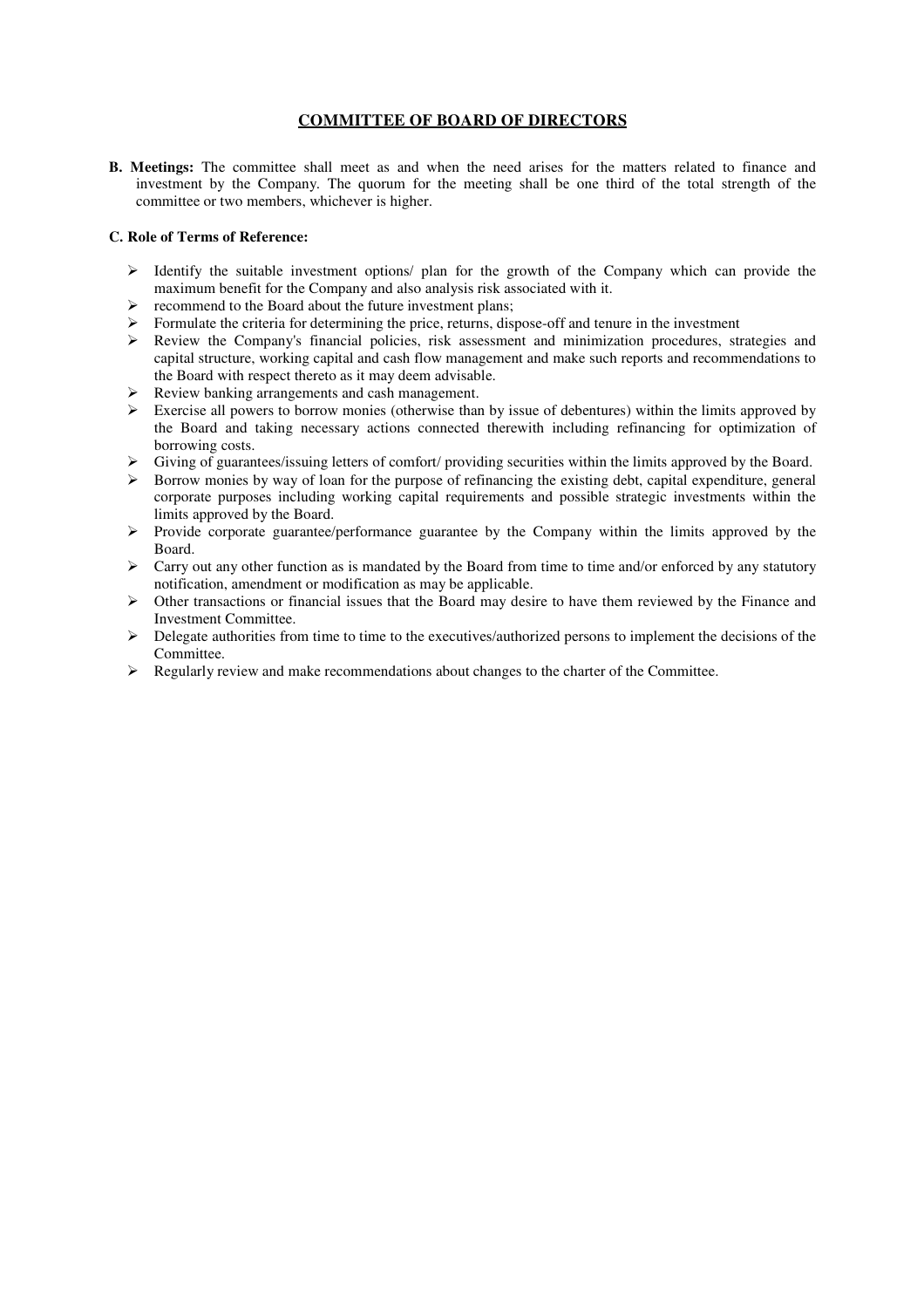## COMMITTEE OF BOARD OF DIRECTORS

**B. Meetings:** The committee shall meet as and when the need arises for the matters related to finance and investment by the Company. The quorum for the meeting shall be one third of the total strength of the committee or two members, whichever is higher.

**C. Role of Terms of Reference:**

- Identify the suitable investment options/ plan for the growth of the Company which can provide the maximum benefit for the Company and also analysis risk associated with it.
- recommend to the Board about the future investment plans;
- Formulate the criteria for determining the price, returns, dispose-off and tenure in the investment
- Review the Company's financial policies, risk assessment and minimization procedures, strategies and capital structure, working capital and cash flow management and make such reports and recommendations to the Board with respect thereto as it may deem advisable.
- Review banking arrangements and cash management.
- Exercise all powers to borrow monies (otherwise than by issue of debentures) within the limits approved by the Board and taking necessary actions connected therewith including refinancing for optimization of borrowing costs.
- Giving of guarantees/issuing letters of comfort/ providing securities within the limits approved by the Board.
- Borrow monies by way of loan for the purpose of refinancing the existing debt, capital expenditure, general corporate purposes including working capital requirements and possible strategic investments within the limits approved by the Board.
- Provide corporate guarantee/performance guarantee by the Company within the limits approved by the Board.
- Carry out any other function as is mandated by the Board from time to time and/or enforced by any statutory notification, amendment or modification as may be applicable.
- Other transactions or financial issues that the Board may desire to have them reviewed by the Finance and Investment Committee.
- Delegate authorities from time to time to the executives/authorized persons to implement the decisions of the Committee.
- Regularly review and make recommendations about changes to the charter of the Committee.